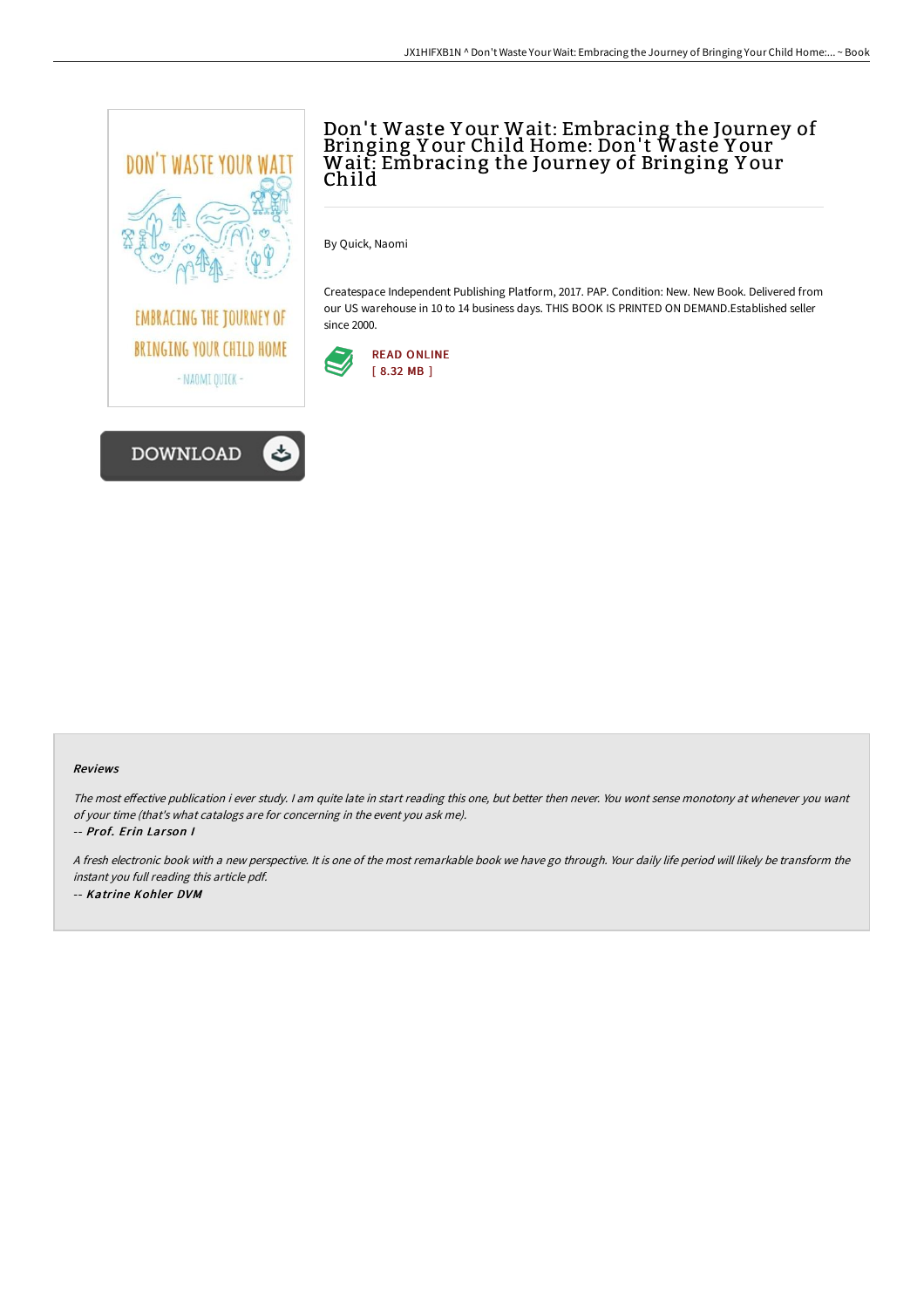# Don't Waste Your Wait: Embracing the Journey of Bringing Your Child Home: Don't Waste Your Wait: Embracing the Journey of Bringing Your Child

By Quick, Naomi

Createspace Independent Publishing Platform, 2017. PAP. Condition: New. New Book. Delivered from our US warehouse in 10 to 14 business days. THIS BOOK IS PRINTED ON DEMAND.Established seller since 2000.

READ ONLINE
[ 8.32 MB ]

DOWNLOAD

#### Reviews

*The most effective publication i ever study. I am quite late in start reading this one, but better then never. You wont sense monotony at whenever you want of your time (that's what catalogs are for concerning in the event you ask me).*

-- ***Prof. Erin Larson I***

*A fresh electronic book with a new perspective. It is one of the most remarkable book we have go through. Your daily life period will likely be transform the instant you full reading this article pdf.*

-- ***Katrine Kohler DVM***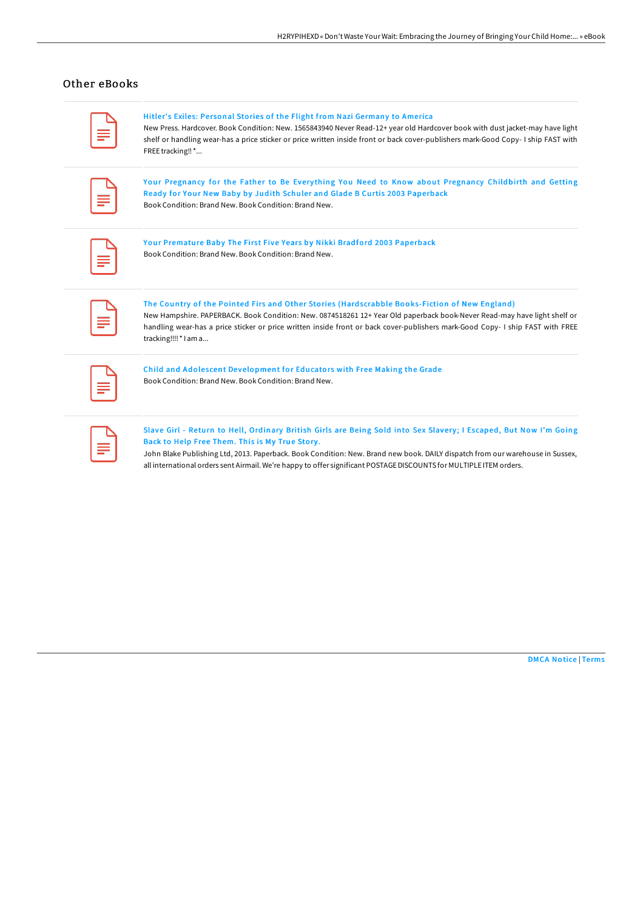## Other eBooks

**Hitler's Exiles: Personal Stories of the Flight from Nazi Germany to America**

New Press. Hardcover. Book Condition: New. 1565843940 Never Read-12+ year old Hardcover book with dust jacket-may have light shelf or handling wear-has a price sticker or price written inside front or back cover-publishers mark-Good Copy- I ship FAST with FREE tracking!! *...

**Your Pregnancy for the Father to Be Everything You Need to Know about Pregnancy Childbirth and Getting Ready for Your New Baby by Judith Schuler and Glade B Curtis 2003 Paperback**

Book Condition: Brand New. Book Condition: Brand New.

**Your Premature Baby The First Five Years by Nikki Bradford 2003 Paperback**

Book Condition: Brand New. Book Condition: Brand New.

**The Country of the Pointed Firs and Other Stories (Hardscrabble Books-Fiction of New England)**

New Hampshire. PAPERBACK. Book Condition: New. 0874518261 12+ Year Old paperback book-Never Read-may have light shelf or handling wear-has a price sticker or price written inside front or back cover-publishers mark-Good Copy- I ship FAST with FREE tracking!!!! * I am a...

**Child and Adolescent Development for Educators with Free Making the Grade**

Book Condition: Brand New. Book Condition: Brand New.

**Slave Girl - Return to Hell, Ordinary British Girls are Being Sold into Sex Slavery; I Escaped, But Now I'm Going Back to Help Free Them. This is My True Story.**

John Blake Publishing Ltd, 2013. Paperback. Book Condition: New. Brand new book. DAILY dispatch from our warehouse in Sussex, all international orders sent Airmail. We're happy to offer significant POSTAGE DISCOUNTS for MULTIPLE ITEM orders.

DMCA Notice | Terms